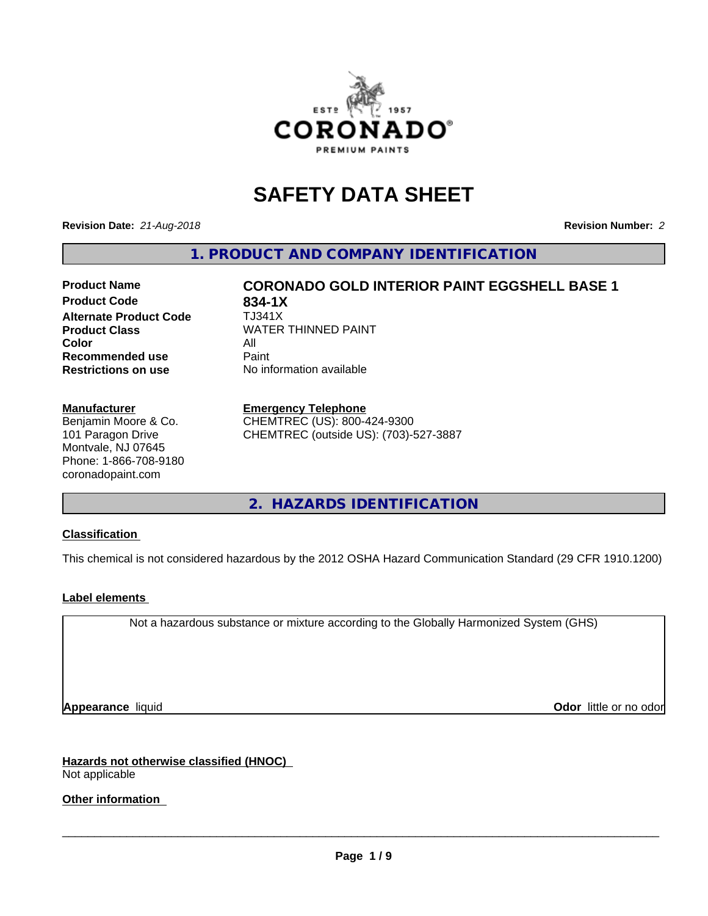# SAFETY DATA SHEET

**Revision Date:** *21-Aug-2018* **Revision Number:** *2*

## 1. PRODUCT AND COMPANY IDENTIFICATION

| | |
|---|---|
| **Product Name** | **CORONADO GOLD INTERIOR PAINT EGGSHELL BASE 1** |
| **Product Code** | **834-1X** |
| **Alternate Product Code** | TJ341X |
| **Product Class** | WATER THINNED PAINT |
| **Color** | All |
| **Recommended use** | Paint |
| **Restrictions on use** | No information available |

**Manufacturer**
Benjamin Moore & Co.
101 Paragon Drive
Montvale, NJ 07645
Phone: 1-866-708-9180
coronadopaint.com

**Emergency Telephone**
CHEMTREC (US): 800-424-9300
CHEMTREC (outside US): (703)-527-3887

## 2. HAZARDS IDENTIFICATION

**Classification**

This chemical is not considered hazardous by the 2012 OSHA Hazard Communication Standard (29 CFR 1910.1200)

**Label elements**

Not a hazardous substance or mixture according to the Globally Harmonized System (GHS)

**Appearance** liquid **Odor** little or no odor

**Hazards not otherwise classified (HNOC)**
Not applicable

**Other information**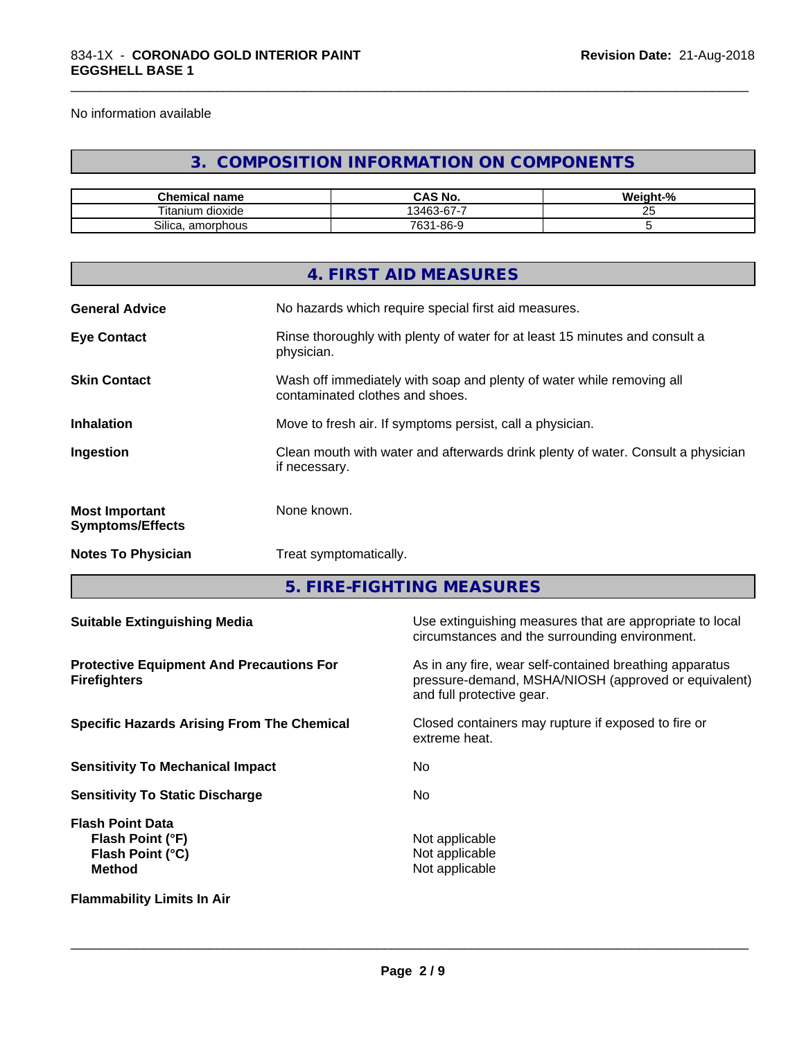No information available

## 3. COMPOSITION INFORMATION ON COMPONENTS

| Chemical name | CAS No. | Weight-% |
|---|---|---|
| Titanium dioxide | 13463-67-7 | 25 |
| Silica, amorphous | 7631-86-9 | 5 |

## 4. FIRST AID MEASURES

**General Advice** No hazards which require special first aid measures.

**Eye Contact** Rinse thoroughly with plenty of water for at least 15 minutes and consult a physician.

**Skin Contact** Wash off immediately with soap and plenty of water while removing all contaminated clothes and shoes.

**Inhalation** Move to fresh air. If symptoms persist, call a physician.

**Ingestion** Clean mouth with water and afterwards drink plenty of water. Consult a physician if necessary.

**Most Important Symptoms/Effects** None known.

**Notes To Physician** Treat symptomatically.

## 5. FIRE-FIGHTING MEASURES

**Suitable Extinguishing Media** Use extinguishing measures that are appropriate to local circumstances and the surrounding environment.

**Protective Equipment And Precautions For Firefighters** As in any fire, wear self-contained breathing apparatus pressure-demand, MSHA/NIOSH (approved or equivalent) and full protective gear.

**Specific Hazards Arising From The Chemical** Closed containers may rupture if exposed to fire or extreme heat.

**Sensitivity To Mechanical Impact** No

**Sensitivity To Static Discharge** No

**Flash Point Data**
**Flash Point (°F)** Not applicable
**Flash Point (°C)** Not applicable
**Method** Not applicable

**Flammability Limits In Air**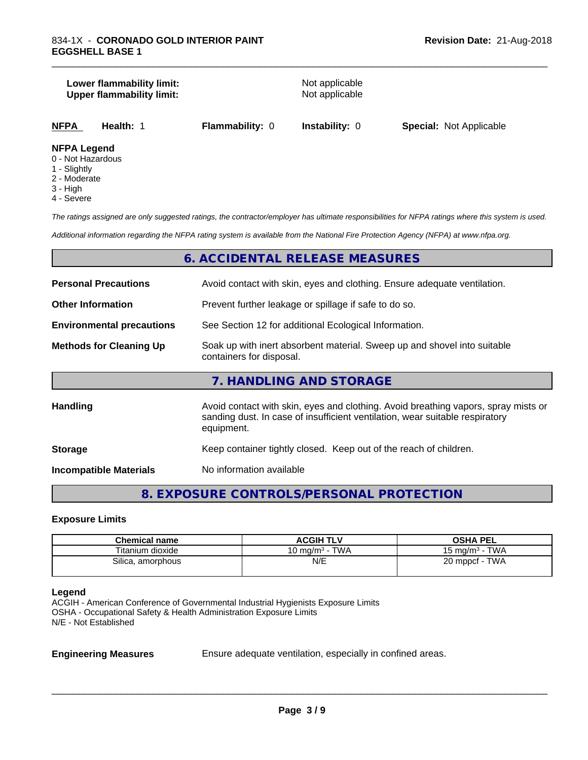**Lower flammability limit:** Not applicable
**Upper flammability limit:** Not applicable

| NFPA | Health: 1 | Flammability: 0 | Instability: 0 | Special: Not Applicable |
|---|---|---|---|---|

**NFPA Legend**
0 - Not Hazardous
1 - Slightly
2 - Moderate
3 - High
4 - Severe

*The ratings assigned are only suggested ratings, the contractor/employer has ultimate responsibilities for NFPA ratings where this system is used.*

*Additional information regarding the NFPA rating system is available from the National Fire Protection Agency (NFPA) at www.nfpa.org.*

## 6. ACCIDENTAL RELEASE MEASURES

**Personal Precautions** Avoid contact with skin, eyes and clothing. Ensure adequate ventilation.

**Other Information** Prevent further leakage or spillage if safe to do so.

**Environmental precautions** See Section 12 for additional Ecological Information.

**Methods for Cleaning Up** Soak up with inert absorbent material. Sweep up and shovel into suitable containers for disposal.

## 7. HANDLING AND STORAGE

**Handling** Avoid contact with skin, eyes and clothing. Avoid breathing vapors, spray mists or sanding dust. In case of insufficient ventilation, wear suitable respiratory equipment.

**Storage** Keep container tightly closed. Keep out of the reach of children.

**Incompatible Materials** No information available

## 8. EXPOSURE CONTROLS/PERSONAL PROTECTION

### Exposure Limits

| Chemical name | ACGIH TLV | OSHA PEL |
|---|---|---|
| Titanium dioxide | 10 mg/m$^3$ - TWA | 15 mg/m$^3$ - TWA |
| Silica, amorphous | N/E | 20 mppcf - TWA |

**Legend**
ACGIH - American Conference of Governmental Industrial Hygienists Exposure Limits
OSHA - Occupational Safety & Health Administration Exposure Limits
N/E - Not Established

**Engineering Measures** Ensure adequate ventilation, especially in confined areas.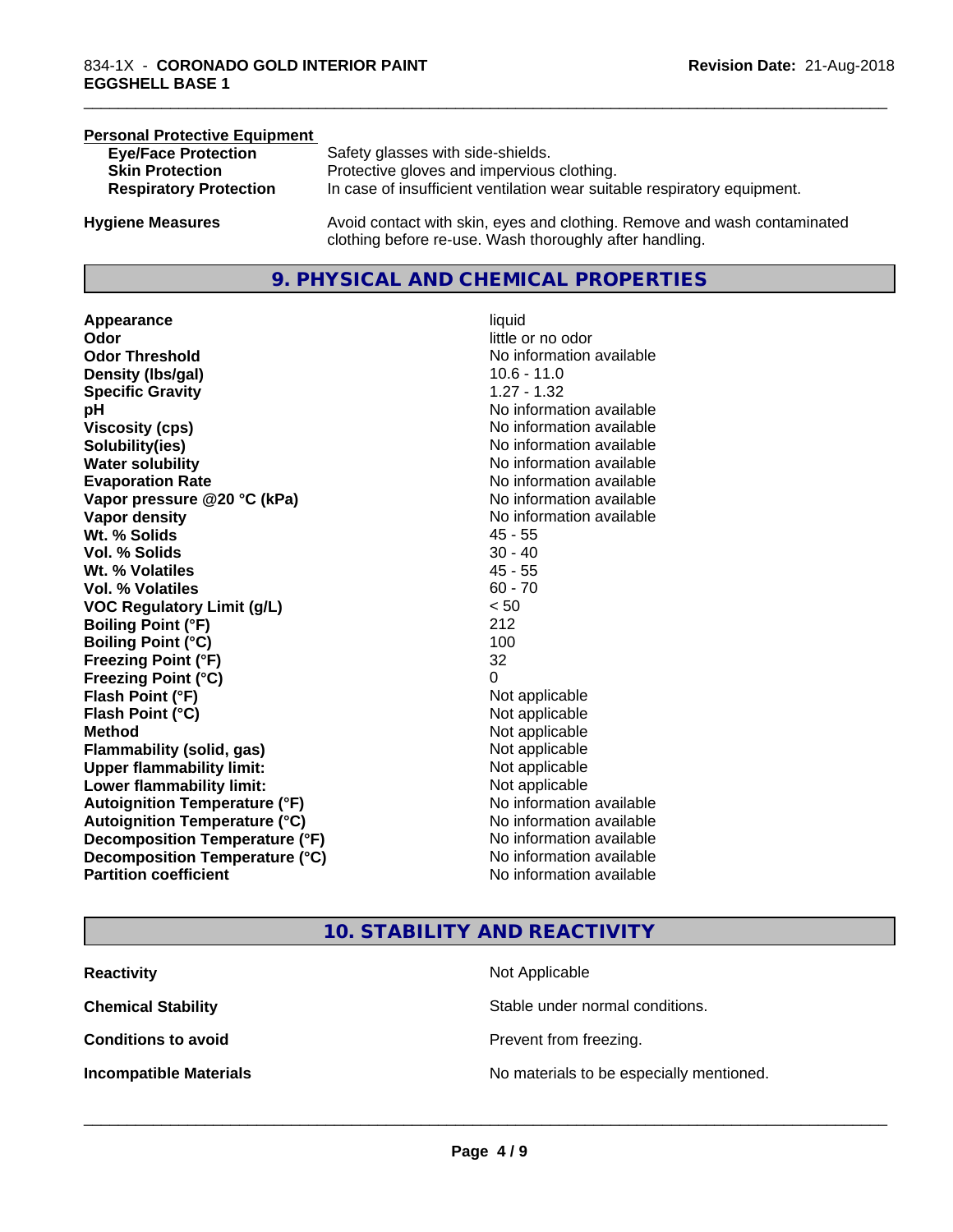**Personal Protective Equipment**

| | |
|---|---|
| **Eye/Face Protection** | Safety glasses with side-shields. |
| **Skin Protection** | Protective gloves and impervious clothing. |
| **Respiratory Protection** | In case of insufficient ventilation wear suitable respiratory equipment. |
| **Hygiene Measures** | Avoid contact with skin, eyes and clothing. Remove and wash contaminated clothing before re-use. Wash thoroughly after handling. |

## 9. PHYSICAL AND CHEMICAL PROPERTIES

| | |
|---|---|
| **Appearance** | liquid |
| **Odor** | little or no odor |
| **Odor Threshold** | No information available |
| **Density (lbs/gal)** | 10.6 - 11.0 |
| **Specific Gravity** | 1.27 - 1.32 |
| **pH** | No information available |
| **Viscosity (cps)** | No information available |
| **Solubility(ies)** | No information available |
| **Water solubility** | No information available |
| **Evaporation Rate** | No information available |
| **Vapor pressure @20 °C (kPa)** | No information available |
| **Vapor density** | No information available |
| **Wt. % Solids** | 45 - 55 |
| **Vol. % Solids** | 30 - 40 |
| **Wt. % Volatiles** | 45 - 55 |
| **Vol. % Volatiles** | 60 - 70 |
| **VOC Regulatory Limit (g/L)** | < 50 |
| **Boiling Point (°F)** | 212 |
| **Boiling Point (°C)** | 100 |
| **Freezing Point (°F)** | 32 |
| **Freezing Point (°C)** | 0 |
| **Flash Point (°F)** | Not applicable |
| **Flash Point (°C)** | Not applicable |
| **Method** | Not applicable |
| **Flammability (solid, gas)** | Not applicable |
| **Upper flammability limit:** | Not applicable |
| **Lower flammability limit:** | Not applicable |
| **Autoignition Temperature (°F)** | No information available |
| **Autoignition Temperature (°C)** | No information available |
| **Decomposition Temperature (°F)** | No information available |
| **Decomposition Temperature (°C)** | No information available |
| **Partition coefficient** | No information available |

## 10. STABILITY AND REACTIVITY

| | |
|---|---|
| **Reactivity** | Not Applicable |
| **Chemical Stability** | Stable under normal conditions. |
| **Conditions to avoid** | Prevent from freezing. |
| **Incompatible Materials** | No materials to be especially mentioned. |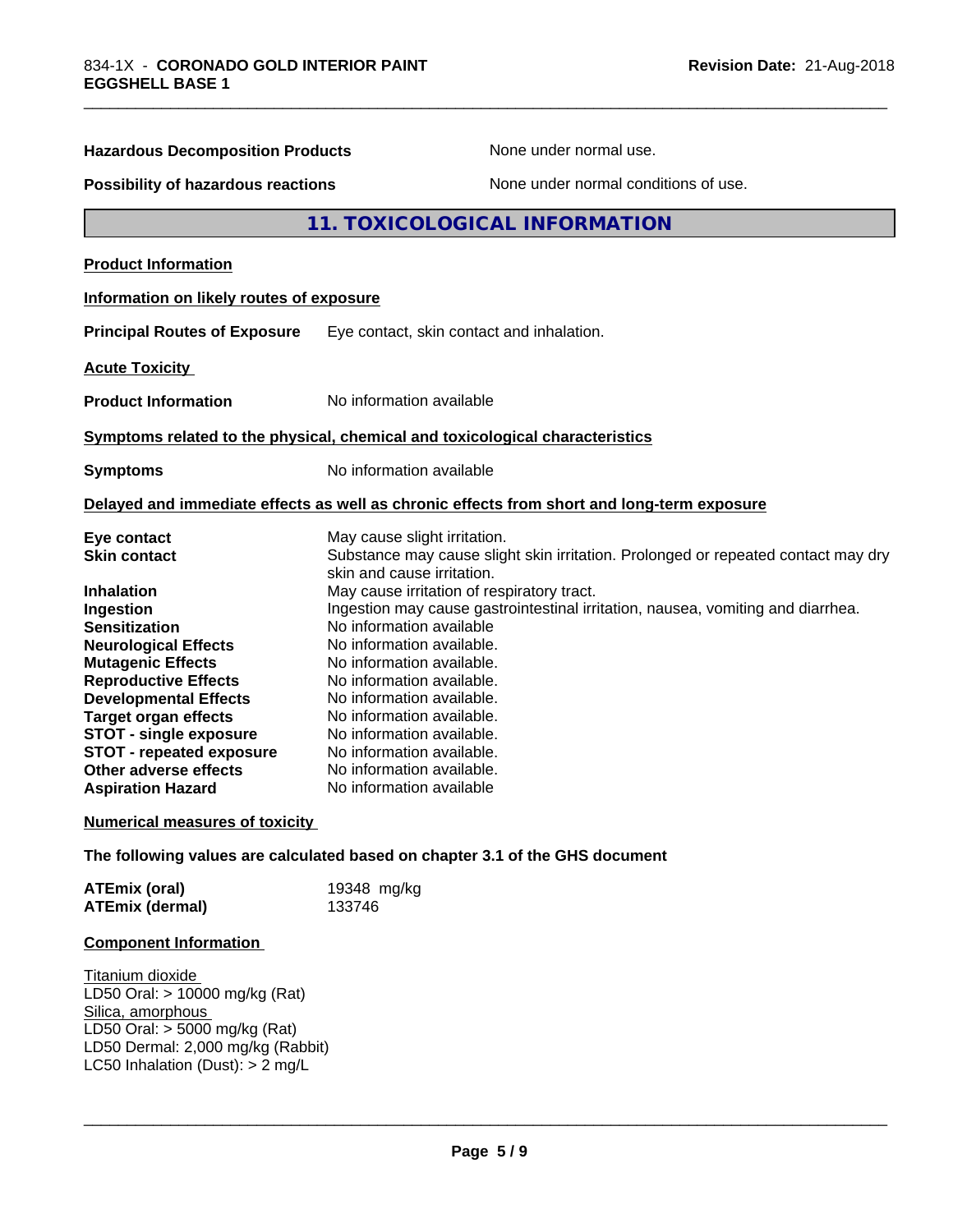| | |
|---|---|
| **Hazardous Decomposition Products** | None under normal use. |
| **Possibility of hazardous reactions** | None under normal conditions of use. |

## 11. TOXICOLOGICAL INFORMATION

**Product Information**

**Information on likely routes of exposure**

**Principal Routes of Exposure** Eye contact, skin contact and inhalation.

**Acute Toxicity**

**Product Information** No information available

**Symptoms related to the physical, chemical and toxicological characteristics**

**Symptoms** No information available

**Delayed and immediate effects as well as chronic effects from short and long-term exposure**

| | |
|---|---|
| **Eye contact** | May cause slight irritation. |
| **Skin contact** | Substance may cause slight skin irritation. Prolonged or repeated contact may dry skin and cause irritation. |
| **Inhalation** | May cause irritation of respiratory tract. |
| **Ingestion** | Ingestion may cause gastrointestinal irritation, nausea, vomiting and diarrhea. |
| **Sensitization** | No information available |
| **Neurological Effects** | No information available. |
| **Mutagenic Effects** | No information available. |
| **Reproductive Effects** | No information available. |
| **Developmental Effects** | No information available. |
| **Target organ effects** | No information available. |
| **STOT - single exposure** | No information available. |
| **STOT - repeated exposure** | No information available. |
| **Other adverse effects** | No information available. |
| **Aspiration Hazard** | No information available |

**Numerical measures of toxicity**

**The following values are calculated based on chapter 3.1 of the GHS document**

| | |
|---|---|
| **ATEmix (oral)** | 19348 mg/kg |
| **ATEmix (dermal)** | 133746 |

**Component Information**

Titanium dioxide
LD50 Oral: > 10000 mg/kg (Rat)
Silica, amorphous
LD50 Oral: > 5000 mg/kg (Rat)
LD50 Dermal: 2,000 mg/kg (Rabbit)
LC50 Inhalation (Dust): > 2 mg/L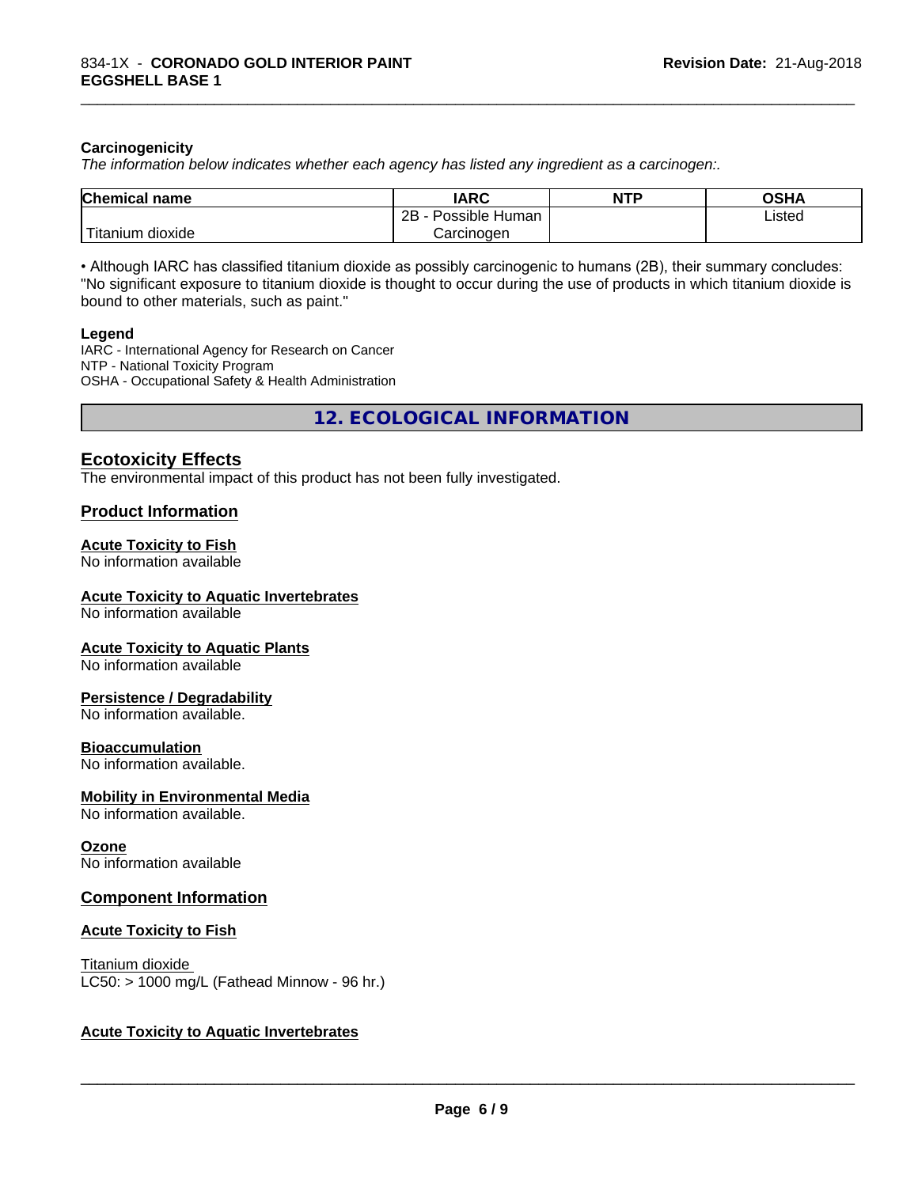### Carcinogenicity

*The information below indicates whether each agency has listed any ingredient as a carcinogen:.*

| Chemical name | IARC | NTP | OSHA |
|---|---|---|---|
| Titanium dioxide | 2B - Possible Human Carcinogen | | Listed |

• Although IARC has classified titanium dioxide as possibly carcinogenic to humans (2B), their summary concludes: "No significant exposure to titanium dioxide is thought to occur during the use of products in which titanium dioxide is bound to other materials, such as paint."

**Legend**

IARC - International Agency for Research on Cancer
NTP - National Toxicity Program
OSHA - Occupational Safety & Health Administration

## 12. ECOLOGICAL INFORMATION

### Ecotoxicity Effects

The environmental impact of this product has not been fully investigated.

### Product Information

**Acute Toxicity to Fish**
No information available

**Acute Toxicity to Aquatic Invertebrates**
No information available

**Acute Toxicity to Aquatic Plants**
No information available

**Persistence / Degradability**
No information available.

**Bioaccumulation**
No information available.

**Mobility in Environmental Media**
No information available.

**Ozone**
No information available

### Component Information

**Acute Toxicity to Fish**

Titanium dioxide
LC50: > 1000 mg/L (Fathead Minnow - 96 hr.)

**Acute Toxicity to Aquatic Invertebrates**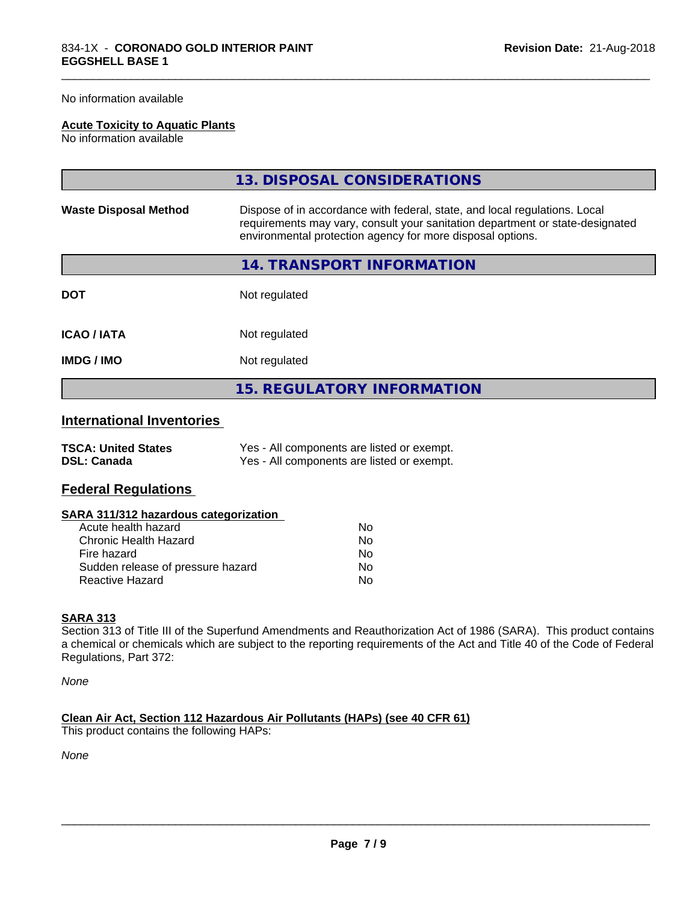No information available

**Acute Toxicity to Aquatic Plants**
No information available

## 13. DISPOSAL CONSIDERATIONS

| | |
|---|---|
| **Waste Disposal Method** | Dispose of in accordance with federal, state, and local regulations. Local requirements may vary, consult your sanitation department or state-designated environmental protection agency for more disposal options. |

## 14. TRANSPORT INFORMATION

| | |
|---|---|
| **DOT** | Not regulated |
| **ICAO / IATA** | Not regulated |
| **IMDG / IMO** | Not regulated |

## 15. REGULATORY INFORMATION

### International Inventories

| | |
|---|---|
| **TSCA: United States** | Yes - All components are listed or exempt. |
| **DSL: Canada** | Yes - All components are listed or exempt. |

### Federal Regulations

**SARA 311/312 hazardous categorization**

| | |
|---|---|
| Acute health hazard | No |
| Chronic Health Hazard | No |
| Fire hazard | No |
| Sudden release of pressure hazard | No |
| Reactive Hazard | No |

**SARA 313**
Section 313 of Title III of the Superfund Amendments and Reauthorization Act of 1986 (SARA). This product contains a chemical or chemicals which are subject to the reporting requirements of the Act and Title 40 of the Code of Federal Regulations, Part 372:

*None*

**Clean Air Act, Section 112 Hazardous Air Pollutants (HAPs) (see 40 CFR 61)**
This product contains the following HAPs:

*None*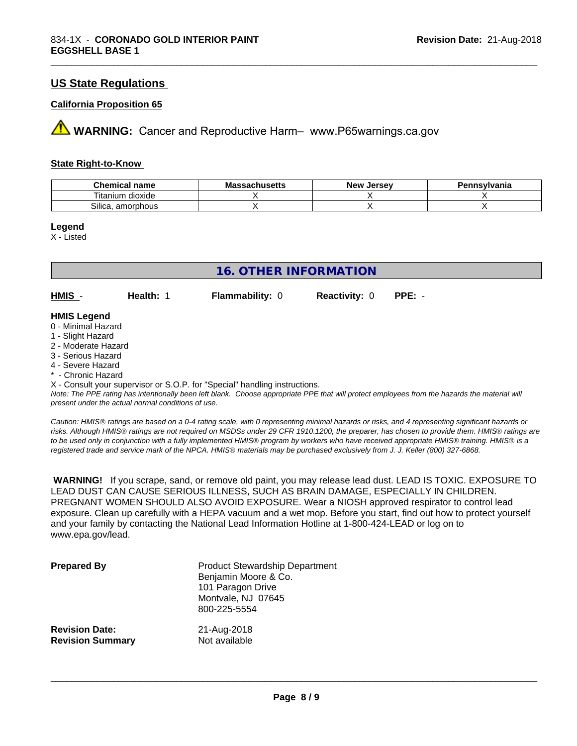## US State Regulations

### California Proposition 65

⚠ **WARNING:** Cancer and Reproductive Harm– www.P65warnings.ca.gov

### State Right-to-Know

| Chemical name | Massachusetts | New Jersey | Pennsylvania |
| --- | --- | --- | --- |
| Titanium dioxide | X | X | X |
| Silica, amorphous | X | X | X |

**Legend**

X - Listed

## 16. OTHER INFORMATION

| HMIS - | Health: 1 | Flammability: 0 | Reactivity: 0 | PPE: - |
| --- | --- | --- | --- | --- |

**HMIS Legend**

0 - Minimal Hazard
1 - Slight Hazard
2 - Moderate Hazard
3 - Serious Hazard
4 - Severe Hazard
* - Chronic Hazard
X - Consult your supervisor or S.O.P. for "Special" handling instructions.

*Note: The PPE rating has intentionally been left blank. Choose appropriate PPE that will protect employees from the hazards the material will present under the actual normal conditions of use.*

*Caution: HMIS® ratings are based on a 0-4 rating scale, with 0 representing minimal hazards or risks, and 4 representing significant hazards or risks. Although HMIS® ratings are not required on MSDSs under 29 CFR 1910.1200, the preparer, has chosen to provide them. HMIS® ratings are to be used only in conjunction with a fully implemented HMIS® program by workers who have received appropriate HMIS® training. HMIS® is a registered trade and service mark of the NPCA. HMIS® materials may be purchased exclusively from J. J. Keller (800) 327-6868.*

**WARNING!** If you scrape, sand, or remove old paint, you may release lead dust. LEAD IS TOXIC. EXPOSURE TO LEAD DUST CAN CAUSE SERIOUS ILLNESS, SUCH AS BRAIN DAMAGE, ESPECIALLY IN CHILDREN. PREGNANT WOMEN SHOULD ALSO AVOID EXPOSURE. Wear a NIOSH approved respirator to control lead exposure. Clean up carefully with a HEPA vacuum and a wet mop. Before you start, find out how to protect yourself and your family by contacting the National Lead Information Hotline at 1-800-424-LEAD or log on to www.epa.gov/lead.

**Prepared By**
Product Stewardship Department
Benjamin Moore & Co.
101 Paragon Drive
Montvale, NJ 07645
800-225-5554

**Revision Date:** 21-Aug-2018

**Revision Summary** Not available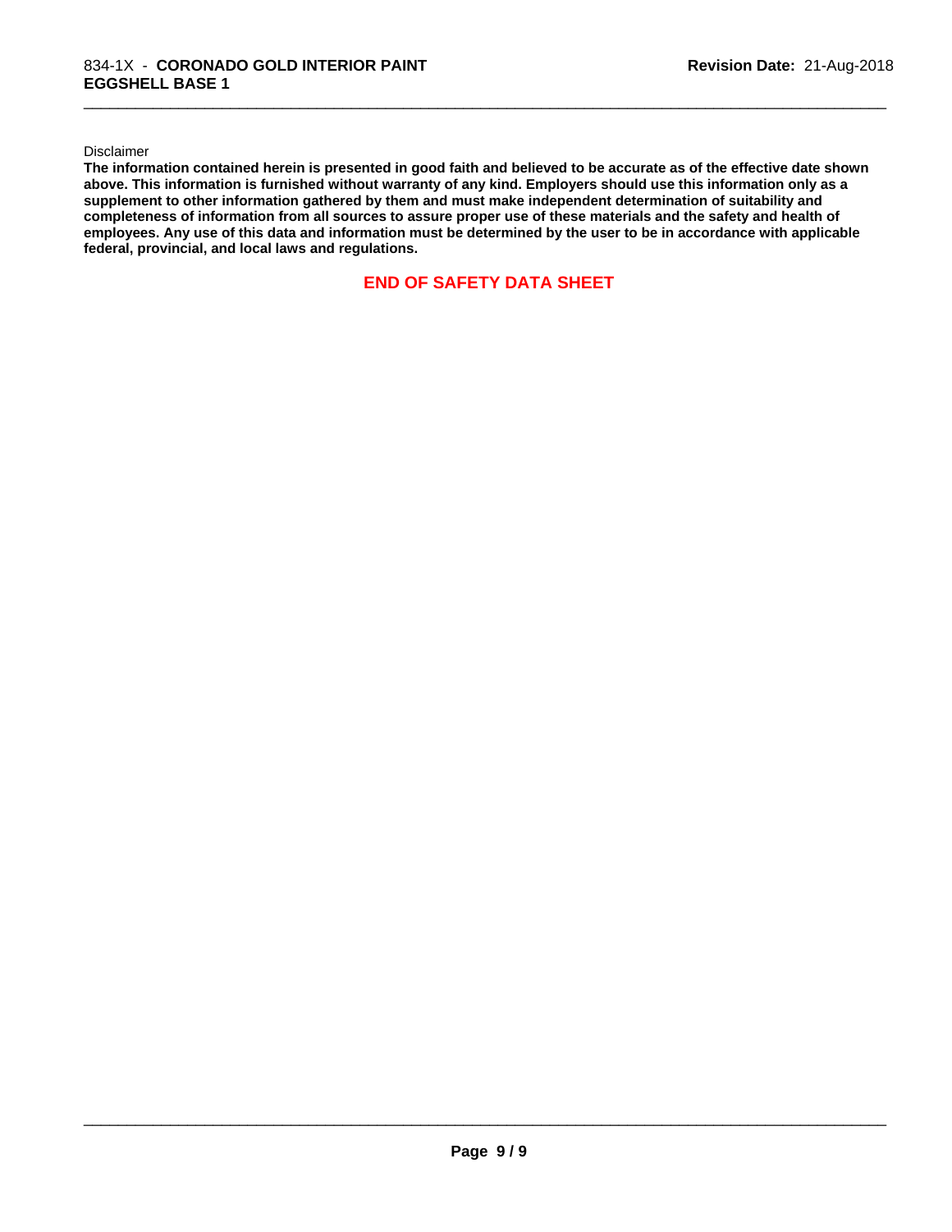Disclaimer

**The information contained herein is presented in good faith and believed to be accurate as of the effective date shown above. This information is furnished without warranty of any kind. Employers should use this information only as a supplement to other information gathered by them and must make independent determination of suitability and completeness of information from all sources to assure proper use of these materials and the safety and health of employees. Any use of this data and information must be determined by the user to be in accordance with applicable federal, provincial, and local laws and regulations.**

**END OF SAFETY DATA SHEET**